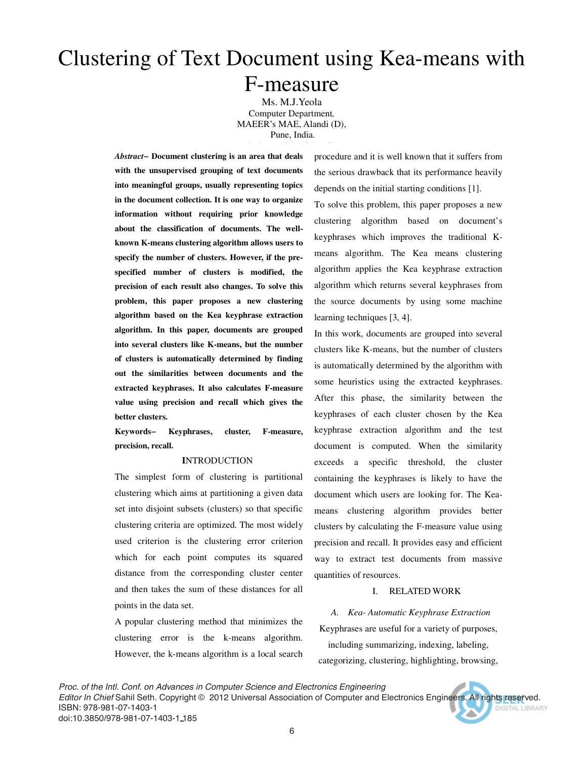# Clustering of Text Document using Kea-means with F-measure

Ms. M.J.Yeola
Computer Department,
MAEER's MAE, Alandi (D),
Pune, India.

***Abstract*– Document clustering is an area that deals with the unsupervised grouping of text documents into meaningful groups, usually representing topics in the document collection. It is one way to organize information without requiring prior knowledge about the classification of documents. The well-known K-means clustering algorithm allows users to specify the number of clusters. However, if the pre-specified number of clusters is modified, the precision of each result also changes. To solve this problem, this paper proposes a new clustering algorithm based on the Kea keyphrase extraction algorithm. In this paper, documents are grouped into several clusters like K-means, but the number of clusters is automatically determined by finding out the similarities between documents and the extracted keyphrases. It also calculates F-measure value using precision and recall which gives the better clusters.**

**Keywords– Keyphrases, cluster, F-measure, precision, recall.**

## INTRODUCTION

The simplest form of clustering is partitional clustering which aims at partitioning a given data set into disjoint subsets (clusters) so that specific clustering criteria are optimized. The most widely used criterion is the clustering error criterion which for each point computes its squared distance from the corresponding cluster center and then takes the sum of these distances for all points in the data set.

A popular clustering method that minimizes the clustering error is the k-means algorithm. However, the k-means algorithm is a local search procedure and it is well known that it suffers from the serious drawback that its performance heavily depends on the initial starting conditions [1].

To solve this problem, this paper proposes a new clustering algorithm based on document's keyphrases which improves the traditional K-means algorithm. The Kea means clustering algorithm applies the Kea keyphrase extraction algorithm which returns several keyphrases from the source documents by using some machine learning techniques [3, 4].

In this work, documents are grouped into several clusters like K-means, but the number of clusters is automatically determined by the algorithm with some heuristics using the extracted keyphrases. After this phase, the similarity between the keyphrases of each cluster chosen by the Kea keyphrase extraction algorithm and the test document is computed. When the similarity exceeds a specific threshold, the cluster containing the keyphrases is likely to have the document which users are looking for. The Kea-means clustering algorithm provides better clusters by calculating the F-measure value using precision and recall. It provides easy and efficient way to extract test documents from massive quantities of resources.

## I. RELATED WORK

### *A. Kea- Automatic Keyphrase Extraction*

Keyphrases are useful for a variety of purposes, including summarizing, indexing, labeling, categorizing, clustering, highlighting, browsing,

*Proc. of the Intl. Conf. on Advances in Computer Science and Electronics Engineering*
*Editor In Chief* Sahil Seth. Copyright © 2012 Universal Association of Computer and Electronics Engineers. All rights reserved.
ISBN: 978-981-07-1403-1
doi:10.3850/978-981-07-1403-1_185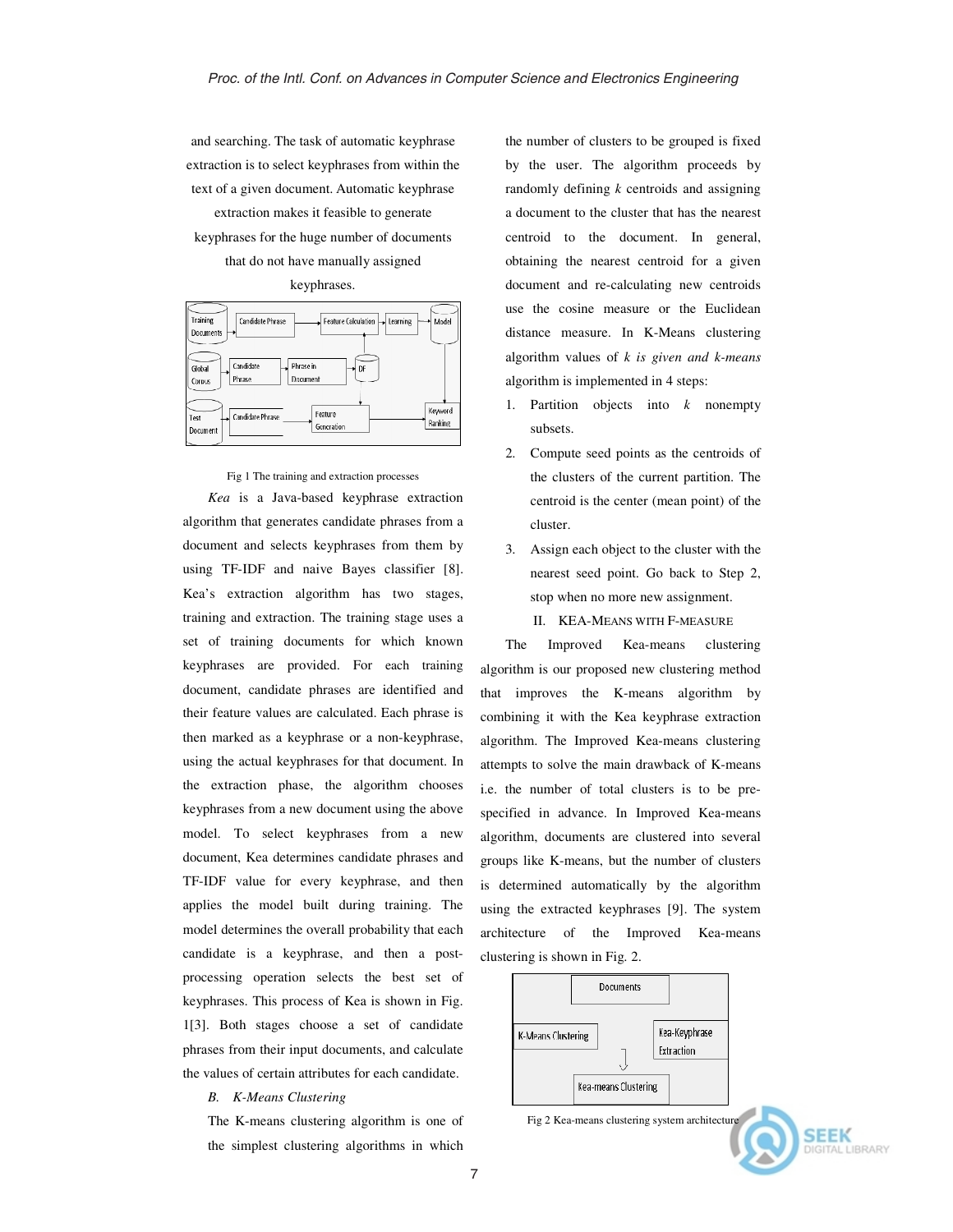and searching. The task of automatic keyphrase extraction is to select keyphrases from within the text of a given document. Automatic keyphrase extraction makes it feasible to generate keyphrases for the huge number of documents that do not have manually assigned keyphrases.

Fig 1 The training and extraction processes

*Kea* is a Java-based keyphrase extraction algorithm that generates candidate phrases from a document and selects keyphrases from them by using TF-IDF and naive Bayes classifier [8]. Kea's extraction algorithm has two stages, training and extraction. The training stage uses a set of training documents for which known keyphrases are provided. For each training document, candidate phrases are identified and their feature values are calculated. Each phrase is then marked as a keyphrase or a non-keyphrase, using the actual keyphrases for that document. In the extraction phase, the algorithm chooses keyphrases from a new document using the above model. To select keyphrases from a new document, Kea determines candidate phrases and TF-IDF value for every keyphrase, and then applies the model built during training. The model determines the overall probability that each candidate is a keyphrase, and then a post-processing operation selects the best set of keyphrases. This process of Kea is shown in Fig. 1[3]. Both stages choose a set of candidate phrases from their input documents, and calculate the values of certain attributes for each candidate.

### *B. K-Means Clustering*

The K-means clustering algorithm is one of the simplest clustering algorithms in which the number of clusters to be grouped is fixed by the user. The algorithm proceeds by randomly defining *k* centroids and assigning a document to the cluster that has the nearest centroid to the document. In general, obtaining the nearest centroid for a given document and re-calculating new centroids use the cosine measure or the Euclidean distance measure. In K-Means clustering algorithm values of *k is given and k-means* algorithm is implemented in 4 steps:

1. Partition objects into *k* nonempty subsets.
2. Compute seed points as the centroids of the clusters of the current partition. The centroid is the center (mean point) of the cluster.
3. Assign each object to the cluster with the nearest seed point. Go back to Step 2, stop when no more new assignment.

## II. KEA-MEANS WITH F-MEASURE

The Improved Kea-means clustering algorithm is our proposed new clustering method that improves the K-means algorithm by combining it with the Kea keyphrase extraction algorithm. The Improved Kea-means clustering attempts to solve the main drawback of K-means i.e. the number of total clusters is to be pre-specified in advance. In Improved Kea-means algorithm, documents are clustered into several groups like K-means, but the number of clusters is determined automatically by the algorithm using the extracted keyphrases [9]. The system architecture of the Improved Kea-means clustering is shown in Fig. 2.

Fig 2 Kea-means clustering system architecture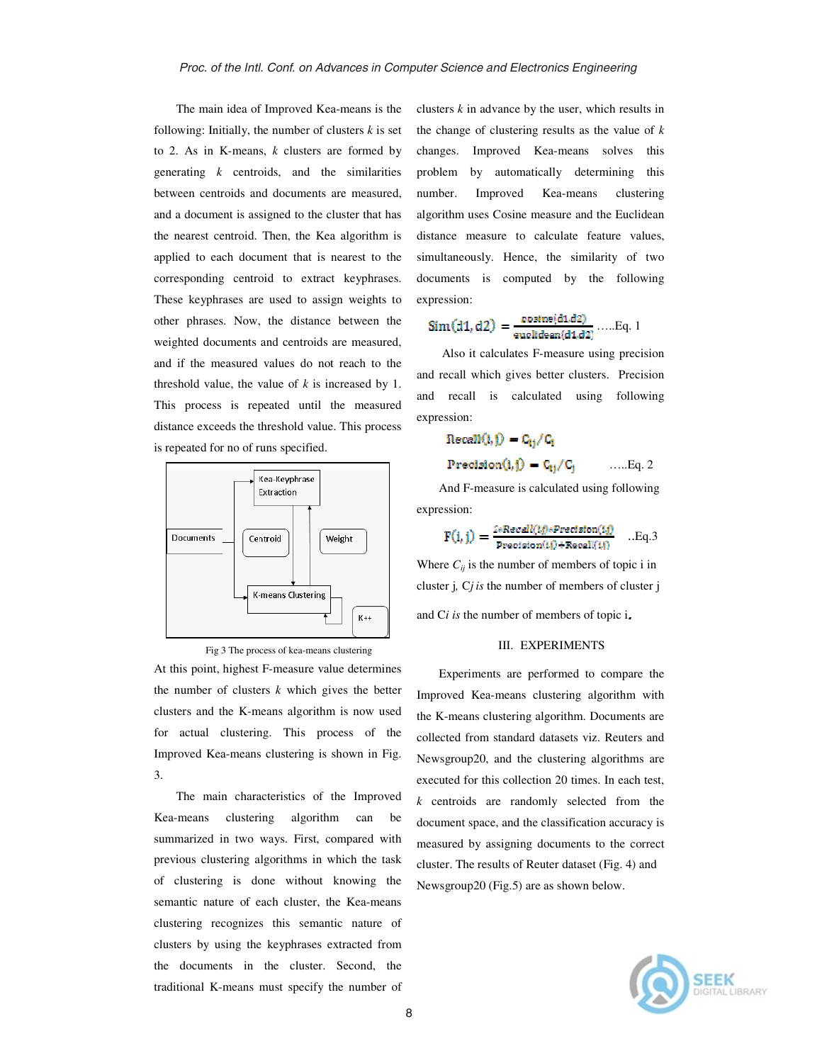The main idea of Improved Kea-means is the following: Initially, the number of clusters $k$ is set to 2. As in K-means, $k$ clusters are formed by generating $k$ centroids, and the similarities between centroids and documents are measured, and a document is assigned to the cluster that has the nearest centroid. Then, the Kea algorithm is applied to each document that is nearest to the corresponding centroid to extract keyphrases. These keyphrases are used to assign weights to other phrases. Now, the distance between the weighted documents and centroids are measured, and if the measured values do not reach to the threshold value, the value of $k$ is increased by 1. This process is repeated until the measured distance exceeds the threshold value. This process is repeated for no of runs specified.

Fig 3 The process of kea-means clustering

At this point, highest F-measure value determines the number of clusters $k$ which gives the better clusters and the K-means algorithm is now used for actual clustering. This process of the Improved Kea-means clustering is shown in Fig. 3.

The main characteristics of the Improved Kea-means clustering algorithm can be summarized in two ways. First, compared with previous clustering algorithms in which the task of clustering is done without knowing the semantic nature of each cluster, the Kea-means clustering recognizes this semantic nature of clusters by using the keyphrases extracted from the documents in the cluster. Second, the traditional K-means must specify the number of clusters $k$ in advance by the user, which results in the change of clustering results as the value of $k$ changes. Improved Kea-means solves this problem by automatically determining this number. Improved Kea-means clustering algorithm uses Cosine measure and the Euclidean distance measure to calculate feature values, simultaneously. Hence, the similarity of two documents is computed by the following expression:

$$\mathrm{Sim}(d1, d2) = \frac{\mathrm{cosine}(d1, d2)}{\mathrm{euclidean}(d1, d2)} \quad \text{.....Eq. 1}$$

Also it calculates F-measure using precision and recall which gives better clusters. Precision and recall is calculated using following expression:

$$\mathrm{Recall}(i, j) = C_{ij}/C_i$$

$$\mathrm{Precision}(i, j) = C_{ij}/C_j \quad \text{.....Eq. 2}$$

And F-measure is calculated using following expression:

$$F(i, j) = \frac{2 * \mathrm{Recall}(i,j) * \mathrm{Precision}(i,j)}{\mathrm{Precision}(i,j) + \mathrm{Recall}(i,j)} \quad \text{..Eq.3}$$

Where $C_{ij}$ is the number of members of topic i in cluster j, $C_j$ *is* the number of members of cluster j and $C_i$ *is* the number of members of topic i.

## III. EXPERIMENTS

Experiments are performed to compare the Improved Kea-means clustering algorithm with the K-means clustering algorithm. Documents are collected from standard datasets viz. Reuters and Newsgroup20, and the clustering algorithms are executed for this collection 20 times. In each test, $k$ centroids are randomly selected from the document space, and the classification accuracy is measured by assigning documents to the correct cluster. The results of Reuter dataset (Fig. 4) and Newsgroup20 (Fig.5) are as shown below.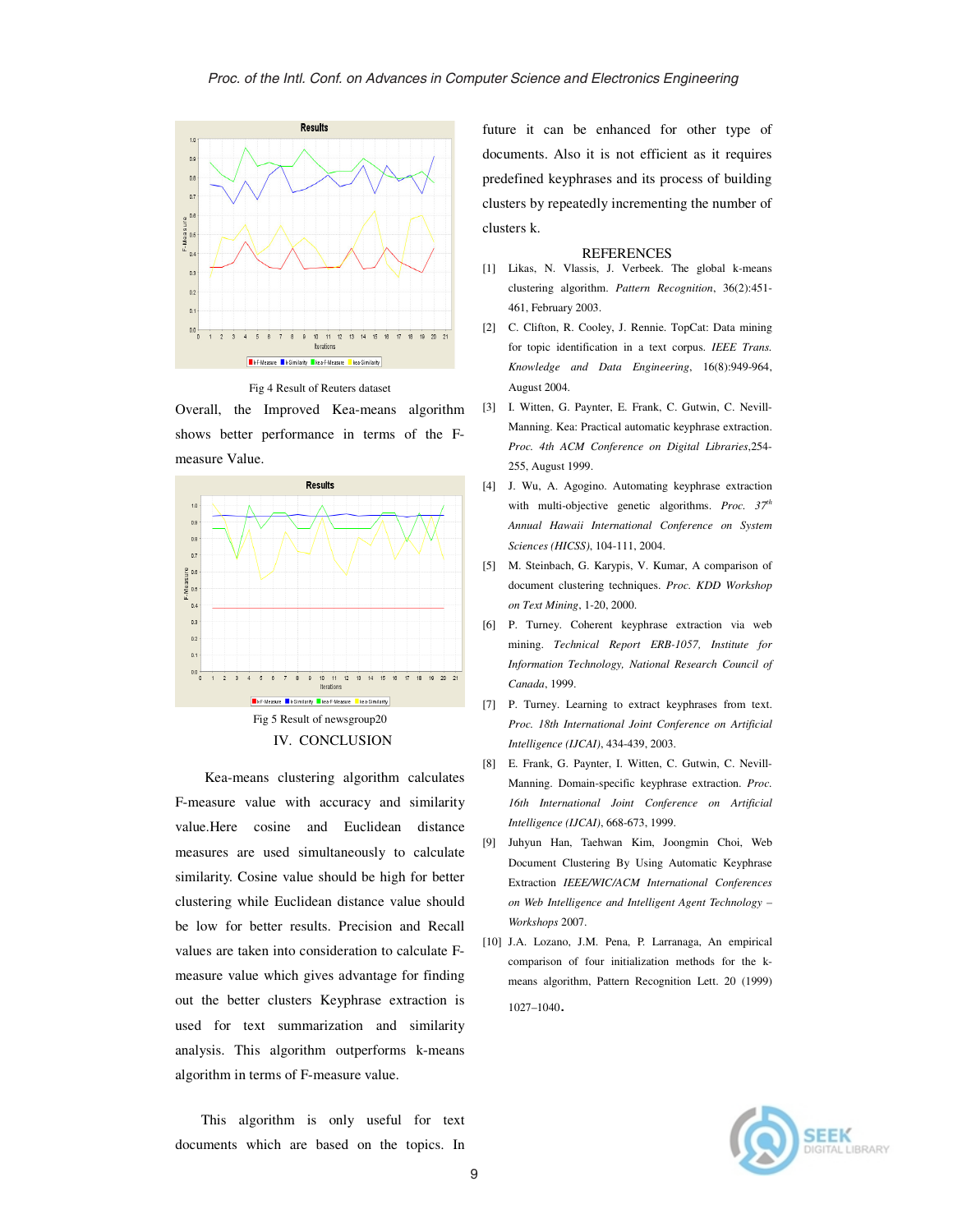Results

1.0 0.9 0.8 0.7 0.6 0.5 0.4 0.3 0.2 0.1 0.0

F-Measure

0 1 2 3 4 5 6 7 8 9 10 11 12 13 14 15 16 17 18 19 20 21

Iterations

k-F-Measure k-Similarity kea-F-Measure kea-Similarity

Fig 4 Result of Reuters dataset

Overall, the Improved Kea-means algorithm shows better performance in terms of the F-measure Value.

Results

1.0 0.9 0.8 0.7 0.6 0.5 0.4 0.3 0.2 0.1 0.0

F-Measure

0 1 2 3 4 5 6 7 8 9 10 11 12 13 14 15 16 17 18 19 20 21

Iterations

k-F-Measure k-Similarity kea-F-Measure kea-Similarity

Fig 5 Result of newsgroup20

## IV. CONCLUSION

Kea-means clustering algorithm calculates F-measure value with accuracy and similarity value.Here cosine and Euclidean distance measures are used simultaneously to calculate similarity. Cosine value should be high for better clustering while Euclidean distance value should be low for better results. Precision and Recall values are taken into consideration to calculate F-measure value which gives advantage for finding out the better clusters Keyphrase extraction is used for text summarization and similarity analysis. This algorithm outperforms k-means algorithm in terms of F-measure value.

This algorithm is only useful for text documents which are based on the topics. In future it can be enhanced for other type of documents. Also it is not efficient as it requires predefined keyphrases and its process of building clusters by repeatedly incrementing the number of clusters k.

## REFERENCES

[1] Likas, N. Vlassis, J. Verbeek. The global k-means clustering algorithm. *Pattern Recognition*, 36(2):451-461, February 2003.

[2] C. Clifton, R. Cooley, J. Rennie. TopCat: Data mining for topic identification in a text corpus. *IEEE Trans. Knowledge and Data Engineering*, 16(8):949-964, August 2004.

[3] I. Witten, G. Paynter, E. Frank, C. Gutwin, C. Nevill-Manning. Kea: Practical automatic keyphrase extraction. *Proc. 4th ACM Conference on Digital Libraries*,254-255, August 1999.

[4] J. Wu, A. Agogino. Automating keyphrase extraction with multi-objective genetic algorithms. *Proc. 37th Annual Hawaii International Conference on System Sciences (HICSS)*, 104-111, 2004.

[5] M. Steinbach, G. Karypis, V. Kumar, A comparison of document clustering techniques. *Proc. KDD Workshop on Text Mining*, 1-20, 2000.

[6] P. Turney. Coherent keyphrase extraction via web mining. *Technical Report ERB-1057, Institute for Information Technology, National Research Council of Canada*, 1999.

[7] P. Turney. Learning to extract keyphrases from text. *Proc. 18th International Joint Conference on Artificial Intelligence (IJCAI)*, 434-439, 2003.

[8] E. Frank, G. Paynter, I. Witten, C. Gutwin, C. Nevill-Manning. Domain-specific keyphrase extraction. *Proc. 16th International Joint Conference on Artificial Intelligence (IJCAI)*, 668-673, 1999.

[9] Juhyun Han, Taehwan Kim, Joongmin Choi, Web Document Clustering By Using Automatic Keyphrase Extraction *IEEE/WIC/ACM International Conferences on Web Intelligence and Intelligent Agent Technology – Workshops* 2007.

[10] J.A. Lozano, J.M. Pena, P. Larranaga, An empirical comparison of four initialization methods for the k-means algorithm, Pattern Recognition Lett. 20 (1999) 1027–1040.